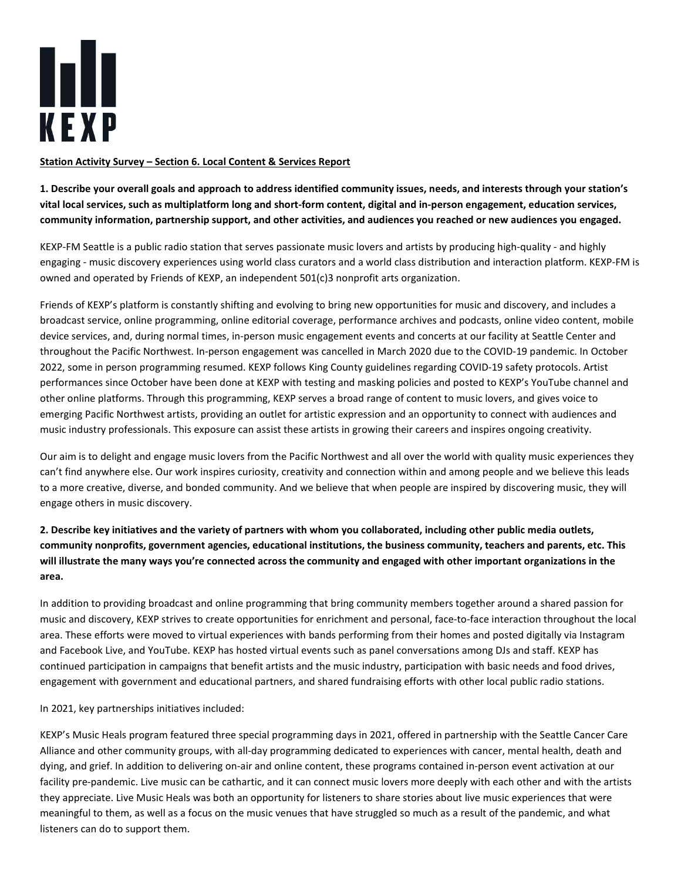**KEXP**

**Station Activity Survey – Section 6. Local Content & Services Report**

**1. Describe your overall goals and approach to address identified community issues, needs, and interests through your station's vital local services, such as multiplatform long and short-form content, digital and in-person engagement, education services, community information, partnership support, and other activities, and audiences you reached or new audiences you engaged.**

KEXP-FM Seattle is a public radio station that serves passionate music lovers and artists by producing high-quality - and highly engaging - music discovery experiences using world class curators and a world class distribution and interaction platform. KEXP-FM is owned and operated by Friends of KEXP, an independent 501(c)3 nonprofit arts organization.

Friends of KEXP's platform is constantly shifting and evolving to bring new opportunities for music and discovery, and includes a broadcast service, online programming, online editorial coverage, performance archives and podcasts, online video content, mobile device services, and, during normal times, in-person music engagement events and concerts at our facility at Seattle Center and throughout the Pacific Northwest. In-person engagement was cancelled in March 2020 due to the COVID-19 pandemic. In October 2022, some in person programming resumed. KEXP follows King County guidelines regarding COVID-19 safety protocols. Artist performances since October have been done at KEXP with testing and masking policies and posted to KEXP's YouTube channel and other online platforms. Through this programming, KEXP serves a broad range of content to music lovers, and gives voice to emerging Pacific Northwest artists, providing an outlet for artistic expression and an opportunity to connect with audiences and music industry professionals. This exposure can assist these artists in growing their careers and inspires ongoing creativity.

Our aim is to delight and engage music lovers from the Pacific Northwest and all over the world with quality music experiences they can't find anywhere else. Our work inspires curiosity, creativity and connection within and among people and we believe this leads to a more creative, diverse, and bonded community. And we believe that when people are inspired by discovering music, they will engage others in music discovery.

**2. Describe key initiatives and the variety of partners with whom you collaborated, including other public media outlets, community nonprofits, government agencies, educational institutions, the business community, teachers and parents, etc. This will illustrate the many ways you're connected across the community and engaged with other important organizations in the area.**

In addition to providing broadcast and online programming that bring community members together around a shared passion for music and discovery, KEXP strives to create opportunities for enrichment and personal, face-to-face interaction throughout the local area. These efforts were moved to virtual experiences with bands performing from their homes and posted digitally via Instagram and Facebook Live, and YouTube. KEXP has hosted virtual events such as panel conversations among DJs and staff. KEXP has continued participation in campaigns that benefit artists and the music industry, participation with basic needs and food drives, engagement with government and educational partners, and shared fundraising efforts with other local public radio stations.

In 2021, key partnerships initiatives included:

KEXP's Music Heals program featured three special programming days in 2021, offered in partnership with the Seattle Cancer Care Alliance and other community groups, with all-day programming dedicated to experiences with cancer, mental health, death and dying, and grief. In addition to delivering on-air and online content, these programs contained in-person event activation at our facility pre-pandemic. Live music can be cathartic, and it can connect music lovers more deeply with each other and with the artists they appreciate. Live Music Heals was both an opportunity for listeners to share stories about live music experiences that were meaningful to them, as well as a focus on the music venues that have struggled so much as a result of the pandemic, and what listeners can do to support them.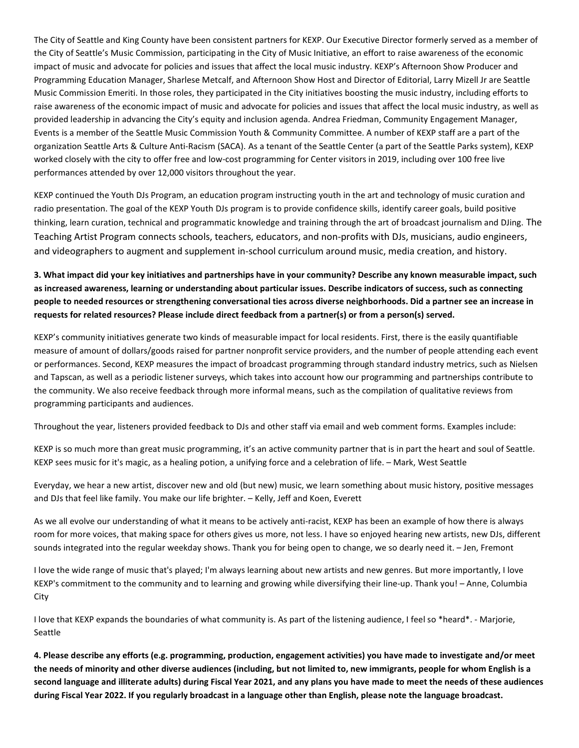The City of Seattle and King County have been consistent partners for KEXP. Our Executive Director formerly served as a member of the City of Seattle's Music Commission, participating in the City of Music Initiative, an effort to raise awareness of the economic impact of music and advocate for policies and issues that affect the local music industry. KEXP's Afternoon Show Producer and Programming Education Manager, Sharlese Metcalf, and Afternoon Show Host and Director of Editorial, Larry Mizell Jr are Seattle Music Commission Emeriti. In those roles, they participated in the City initiatives boosting the music industry, including efforts to raise awareness of the economic impact of music and advocate for policies and issues that affect the local music industry, as well as provided leadership in advancing the City's equity and inclusion agenda. Andrea Friedman, Community Engagement Manager, Events is a member of the Seattle Music Commission Youth & Community Committee. A number of KEXP staff are a part of the organization Seattle Arts & Culture Anti-Racism (SACA). As a tenant of the Seattle Center (a part of the Seattle Parks system), KEXP worked closely with the city to offer free and low-cost programming for Center visitors in 2019, including over 100 free live performances attended by over 12,000 visitors throughout the year.

KEXP continued the Youth DJs Program, an education program instructing youth in the art and technology of music curation and radio presentation. The goal of the KEXP Youth DJs program is to provide confidence skills, identify career goals, build positive thinking, learn curation, technical and programmatic knowledge and training through the art of broadcast journalism and DJing. The Teaching Artist Program connects schools, teachers, educators, and non-profits with DJs, musicians, audio engineers, and videographers to augment and supplement in-school curriculum around music, media creation, and history.

**3. What impact did your key initiatives and partnerships have in your community? Describe any known measurable impact, such as increased awareness, learning or understanding about particular issues. Describe indicators of success, such as connecting people to needed resources or strengthening conversational ties across diverse neighborhoods. Did a partner see an increase in requests for related resources? Please include direct feedback from a partner(s) or from a person(s) served.**

KEXP's community initiatives generate two kinds of measurable impact for local residents. First, there is the easily quantifiable measure of amount of dollars/goods raised for partner nonprofit service providers, and the number of people attending each event or performances. Second, KEXP measures the impact of broadcast programming through standard industry metrics, such as Nielsen and Tapscan, as well as a periodic listener surveys, which takes into account how our programming and partnerships contribute to the community. We also receive feedback through more informal means, such as the compilation of qualitative reviews from programming participants and audiences.

Throughout the year, listeners provided feedback to DJs and other staff via email and web comment forms. Examples include:

KEXP is so much more than great music programming, it's an active community partner that is in part the heart and soul of Seattle. KEXP sees music for it's magic, as a healing potion, a unifying force and a celebration of life. – Mark, West Seattle

Everyday, we hear a new artist, discover new and old (but new) music, we learn something about music history, positive messages and DJs that feel like family. You make our life brighter. – Kelly, Jeff and Koen, Everett

As we all evolve our understanding of what it means to be actively anti-racist, KEXP has been an example of how there is always room for more voices, that making space for others gives us more, not less. I have so enjoyed hearing new artists, new DJs, different sounds integrated into the regular weekday shows. Thank you for being open to change, we so dearly need it. – Jen, Fremont

I love the wide range of music that's played; I'm always learning about new artists and new genres. But more importantly, I love KEXP's commitment to the community and to learning and growing while diversifying their line-up. Thank you! – Anne, Columbia City

I love that KEXP expands the boundaries of what community is. As part of the listening audience, I feel so *heard*. - Marjorie, Seattle

**4. Please describe any efforts (e.g. programming, production, engagement activities) you have made to investigate and/or meet the needs of minority and other diverse audiences (including, but not limited to, new immigrants, people for whom English is a second language and illiterate adults) during Fiscal Year 2021, and any plans you have made to meet the needs of these audiences during Fiscal Year 2022. If you regularly broadcast in a language other than English, please note the language broadcast.**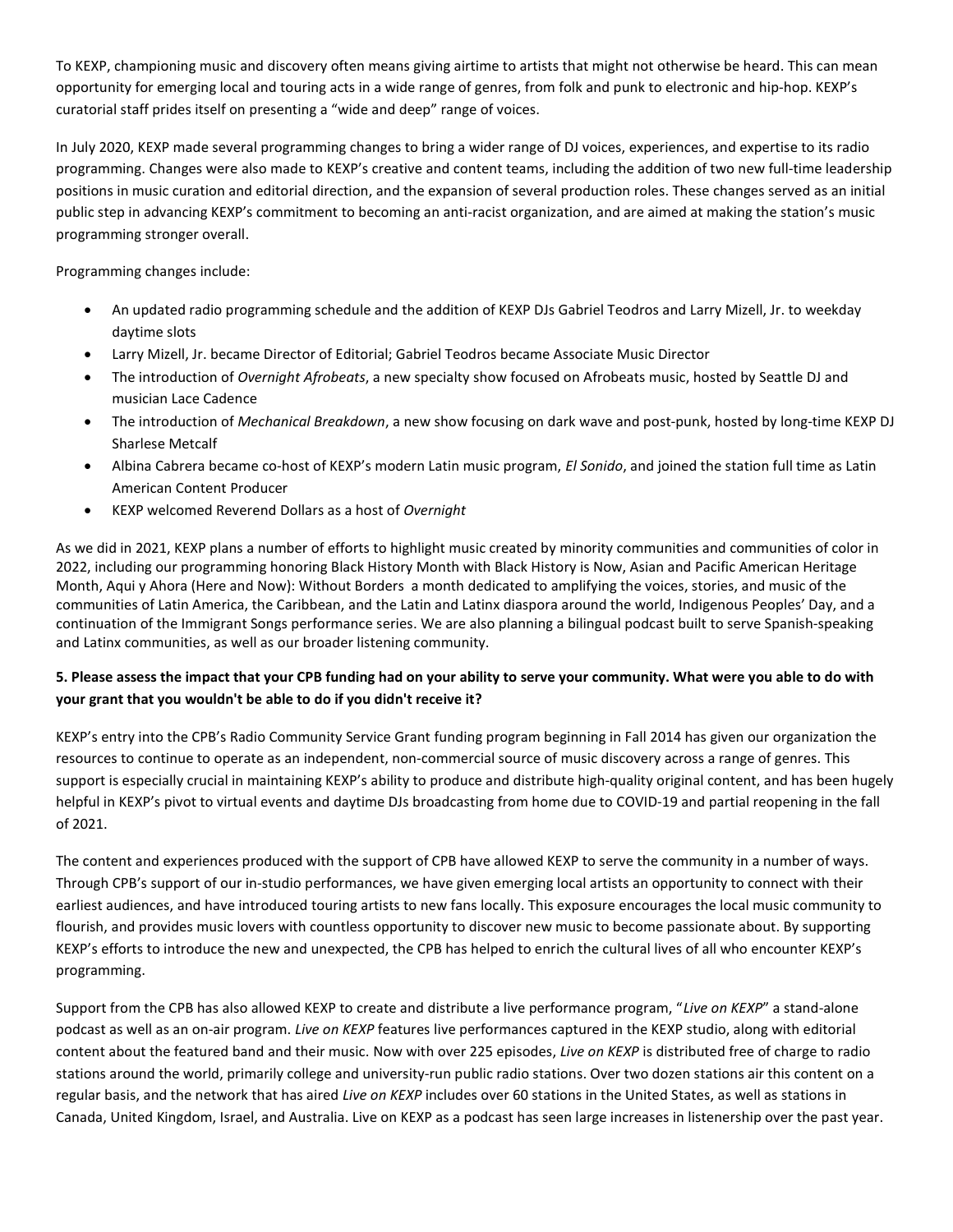To KEXP, championing music and discovery often means giving airtime to artists that might not otherwise be heard. This can mean opportunity for emerging local and touring acts in a wide range of genres, from folk and punk to electronic and hip-hop. KEXP's curatorial staff prides itself on presenting a "wide and deep" range of voices.

In July 2020, KEXP made several programming changes to bring a wider range of DJ voices, experiences, and expertise to its radio programming. Changes were also made to KEXP's creative and content teams, including the addition of two new full-time leadership positions in music curation and editorial direction, and the expansion of several production roles. These changes served as an initial public step in advancing KEXP's commitment to becoming an anti-racist organization, and are aimed at making the station's music programming stronger overall.

Programming changes include:

- An updated radio programming schedule and the addition of KEXP DJs Gabriel Teodros and Larry Mizell, Jr. to weekday daytime slots
- Larry Mizell, Jr. became Director of Editorial; Gabriel Teodros became Associate Music Director
- The introduction of *Overnight Afrobeats*, a new specialty show focused on Afrobeats music, hosted by Seattle DJ and musician Lace Cadence
- The introduction of *Mechanical Breakdown*, a new show focusing on dark wave and post-punk, hosted by long-time KEXP DJ Sharlese Metcalf
- Albina Cabrera became co-host of KEXP's modern Latin music program, *El Sonido*, and joined the station full time as Latin American Content Producer
- KEXP welcomed Reverend Dollars as a host of *Overnight*

As we did in 2021, KEXP plans a number of efforts to highlight music created by minority communities and communities of color in 2022, including our programming honoring Black History Month with Black History is Now, Asian and Pacific American Heritage Month, Aqui y Ahora (Here and Now): Without Borders a month dedicated to amplifying the voices, stories, and music of the communities of Latin America, the Caribbean, and the Latin and Latinx diaspora around the world, Indigenous Peoples' Day, and a continuation of the Immigrant Songs performance series. We are also planning a bilingual podcast built to serve Spanish-speaking and Latinx communities, as well as our broader listening community.

**5. Please assess the impact that your CPB funding had on your ability to serve your community. What were you able to do with your grant that you wouldn't be able to do if you didn't receive it?**

KEXP's entry into the CPB's Radio Community Service Grant funding program beginning in Fall 2014 has given our organization the resources to continue to operate as an independent, non-commercial source of music discovery across a range of genres. This support is especially crucial in maintaining KEXP's ability to produce and distribute high-quality original content, and has been hugely helpful in KEXP's pivot to virtual events and daytime DJs broadcasting from home due to COVID-19 and partial reopening in the fall of 2021.

The content and experiences produced with the support of CPB have allowed KEXP to serve the community in a number of ways. Through CPB's support of our in-studio performances, we have given emerging local artists an opportunity to connect with their earliest audiences, and have introduced touring artists to new fans locally. This exposure encourages the local music community to flourish, and provides music lovers with countless opportunity to discover new music to become passionate about. By supporting KEXP's efforts to introduce the new and unexpected, the CPB has helped to enrich the cultural lives of all who encounter KEXP's programming.

Support from the CPB has also allowed KEXP to create and distribute a live performance program, "*Live on KEXP*" a stand-alone podcast as well as an on-air program. *Live on KEXP* features live performances captured in the KEXP studio, along with editorial content about the featured band and their music. Now with over 225 episodes, *Live on KEXP* is distributed free of charge to radio stations around the world, primarily college and university-run public radio stations. Over two dozen stations air this content on a regular basis, and the network that has aired *Live on KEXP* includes over 60 stations in the United States, as well as stations in Canada, United Kingdom, Israel, and Australia. Live on KEXP as a podcast has seen large increases in listenership over the past year.